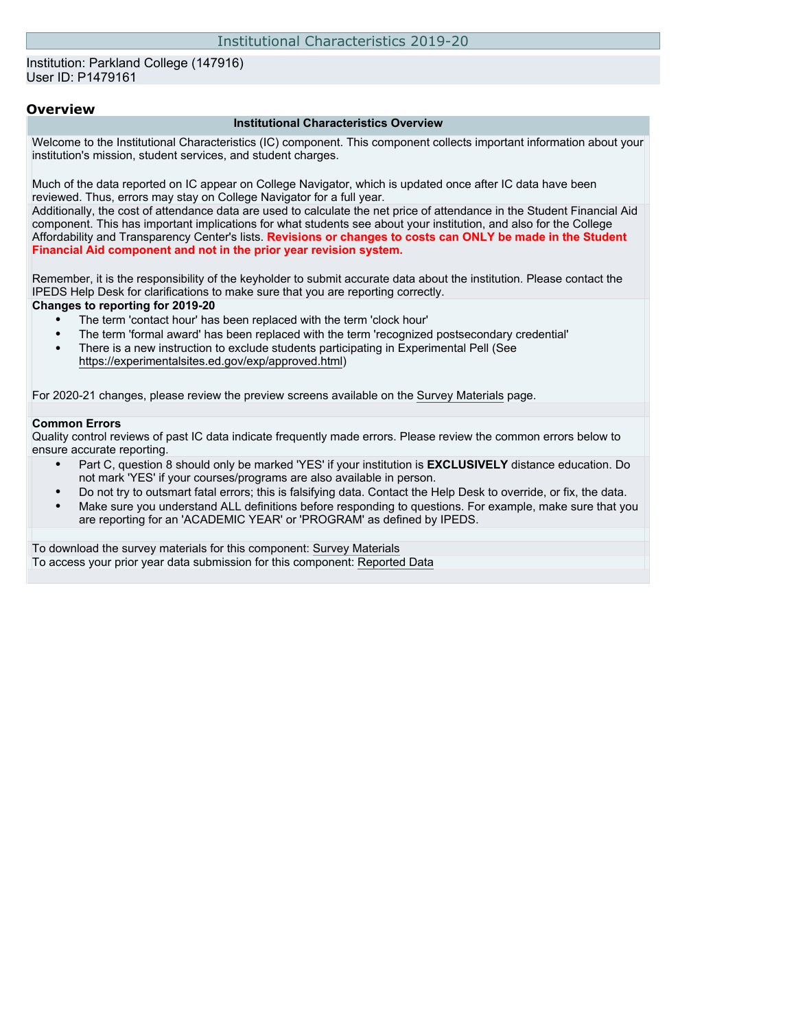# Institutional Characteristics 2019-20

Institution: Parkland College (147916)
User ID: P1479161

## Overview

**Institutional Characteristics Overview**

Welcome to the Institutional Characteristics (IC) component. This component collects important information about your institution's mission, student services, and student charges.

Much of the data reported on IC appear on College Navigator, which is updated once after IC data have been reviewed. Thus, errors may stay on College Navigator for a full year.

Additionally, the cost of attendance data are used to calculate the net price of attendance in the Student Financial Aid component. This has important implications for what students see about your institution, and also for the College Affordability and Transparency Center's lists. **Revisions or changes to costs can ONLY be made in the Student Financial Aid component and not in the prior year revision system.**

Remember, it is the responsibility of the keyholder to submit accurate data about the institution. Please contact the IPEDS Help Desk for clarifications to make sure that you are reporting correctly.

**Changes to reporting for 2019-20**

- The term 'contact hour' has been replaced with the term 'clock hour'
- The term 'formal award' has been replaced with the term 'recognized postsecondary credential'
- There is a new instruction to exclude students participating in Experimental Pell (See https://experimentalsites.ed.gov/exp/approved.html)

For 2020-21 changes, please review the preview screens available on the Survey Materials page.

**Common Errors**

Quality control reviews of past IC data indicate frequently made errors. Please review the common errors below to ensure accurate reporting.

- Part C, question 8 should only be marked 'YES' if your institution is **EXCLUSIVELY** distance education. Do not mark 'YES' if your courses/programs are also available in person.
- Do not try to outsmart fatal errors; this is falsifying data. Contact the Help Desk to override, or fix, the data.
- Make sure you understand ALL definitions before responding to questions. For example, make sure that you are reporting for an 'ACADEMIC YEAR' or 'PROGRAM' as defined by IPEDS.

To download the survey materials for this component: Survey Materials
To access your prior year data submission for this component: Reported Data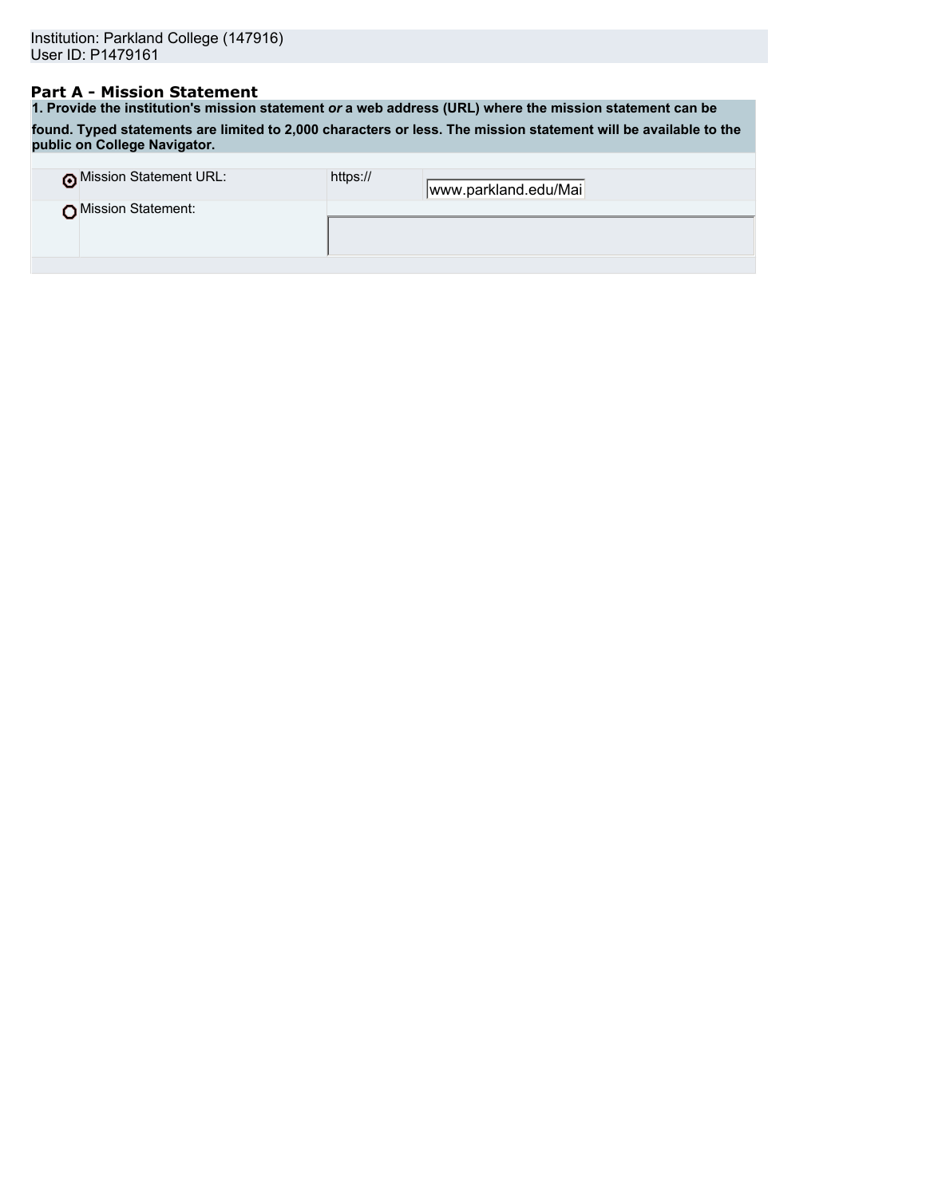Institution: Parkland College (147916)
User ID: P1479161

## Part A - Mission Statement

**1. Provide the institution's mission statement *or* a web address (URL) where the mission statement can be found. Typed statements are limited to 2,000 characters or less. The mission statement will be available to the public on College Navigator.**

| | | | |
|---|---|---|---|
| ◉ | Mission Statement URL: | https:// | www.parkland.edu/Mai |
| ○ | Mission Statement: | | |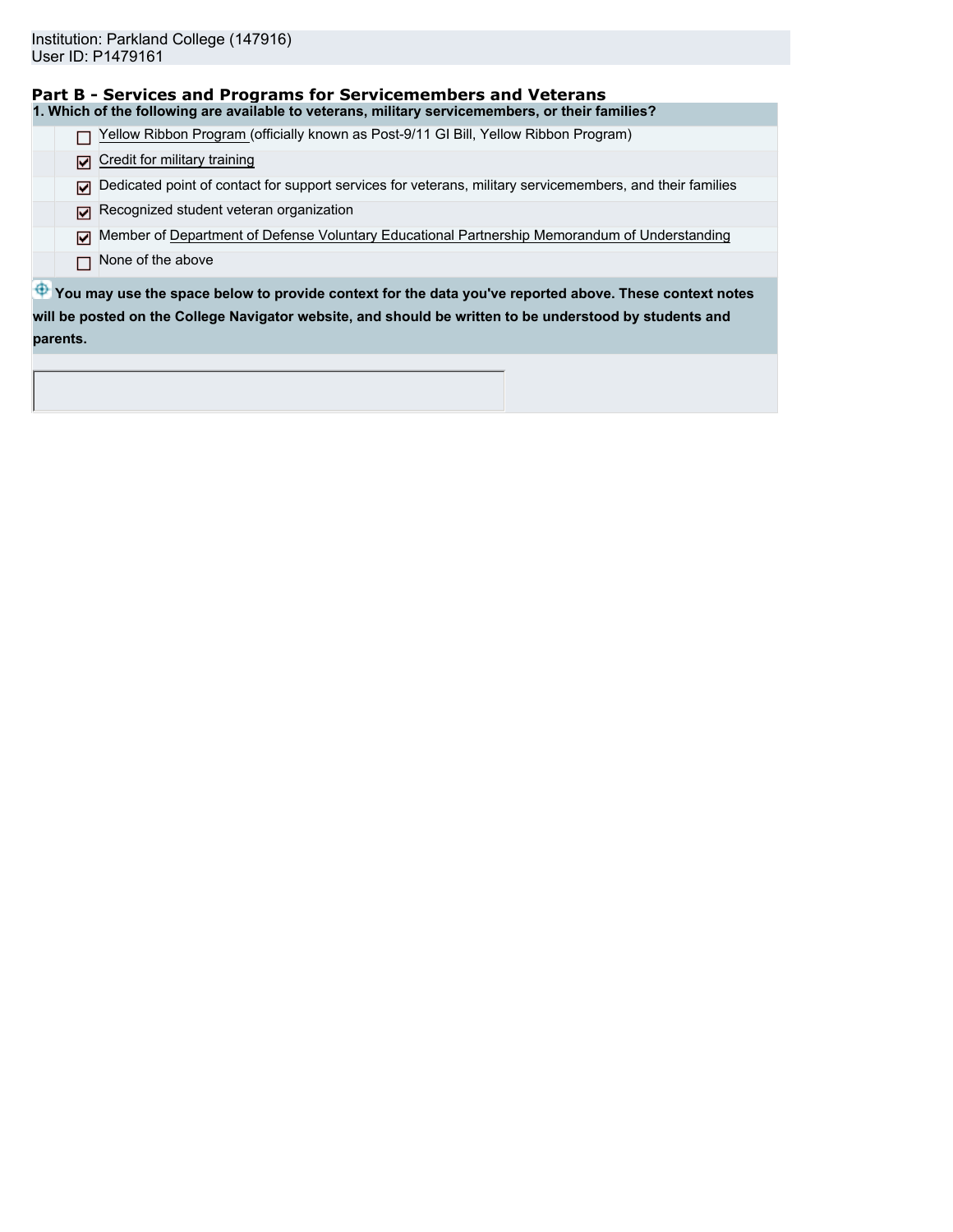Institution: Parkland College (147916)
User ID: P1479161

## Part B - Services and Programs for Servicemembers and Veterans

**1. Which of the following are available to veterans, military servicemembers, or their families?**

- [ ] Yellow Ribbon Program (officially known as Post-9/11 GI Bill, Yellow Ribbon Program)
- [x] Credit for military training
- [x] Dedicated point of contact for support services for veterans, military servicemembers, and their families
- [x] Recognized student veteran organization
- [x] Member of Department of Defense Voluntary Educational Partnership Memorandum of Understanding
- [ ] None of the above

**You may use the space below to provide context for the data you've reported above. These context notes will be posted on the College Navigator website, and should be written to be understood by students and parents.**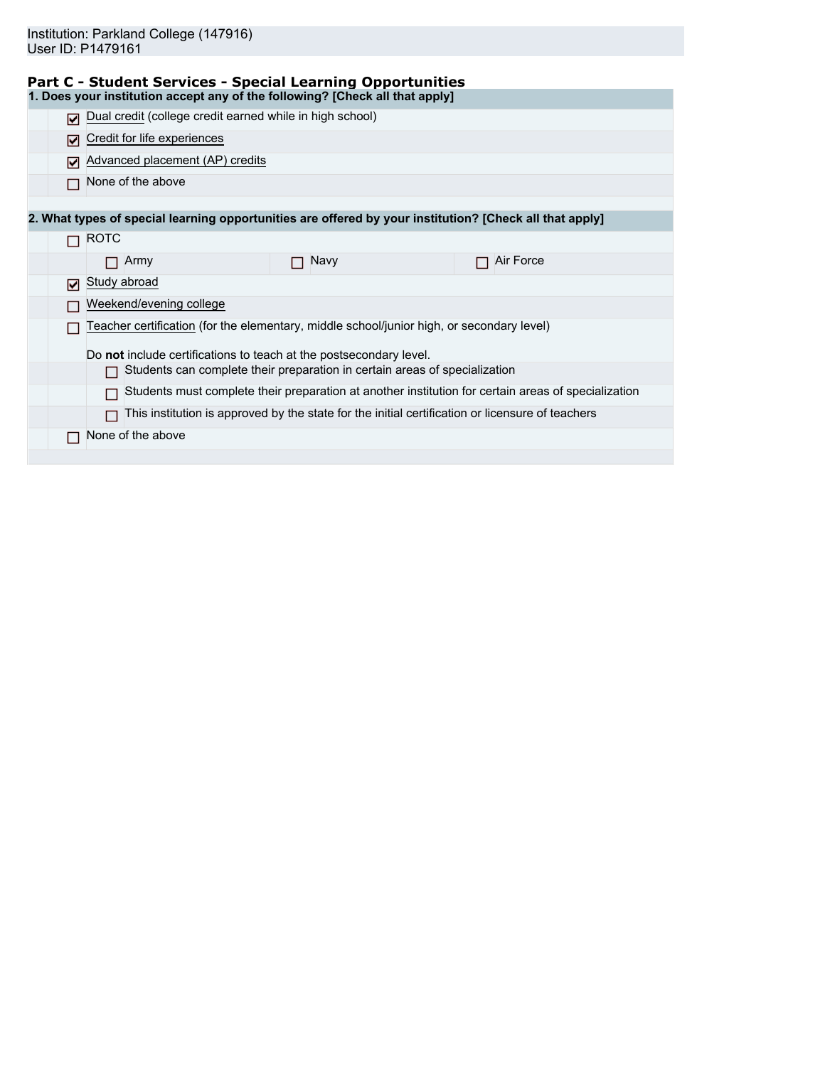Institution: Parkland College (147916)
User ID: P1479161

## Part C - Student Services - Special Learning Opportunities

**1. Does your institution accept any of the following? [Check all that apply]**

- [x] Dual credit (college credit earned while in high school)
- [x] Credit for life experiences
- [x] Advanced placement (AP) credits
- [ ] None of the above

**2. What types of special learning opportunities are offered by your institution? [Check all that apply]**

- [ ] ROTC
  - [ ] Army
  - [ ] Navy
  - [ ] Air Force
- [x] Study abroad
- [ ] Weekend/evening college
- [ ] Teacher certification (for the elementary, middle school/junior high, or secondary level)

  Do **not** include certifications to teach at the postsecondary level.
  - [ ] Students can complete their preparation in certain areas of specialization
  - [ ] Students must complete their preparation at another institution for certain areas of specialization
  - [ ] This institution is approved by the state for the initial certification or licensure of teachers
- [ ] None of the above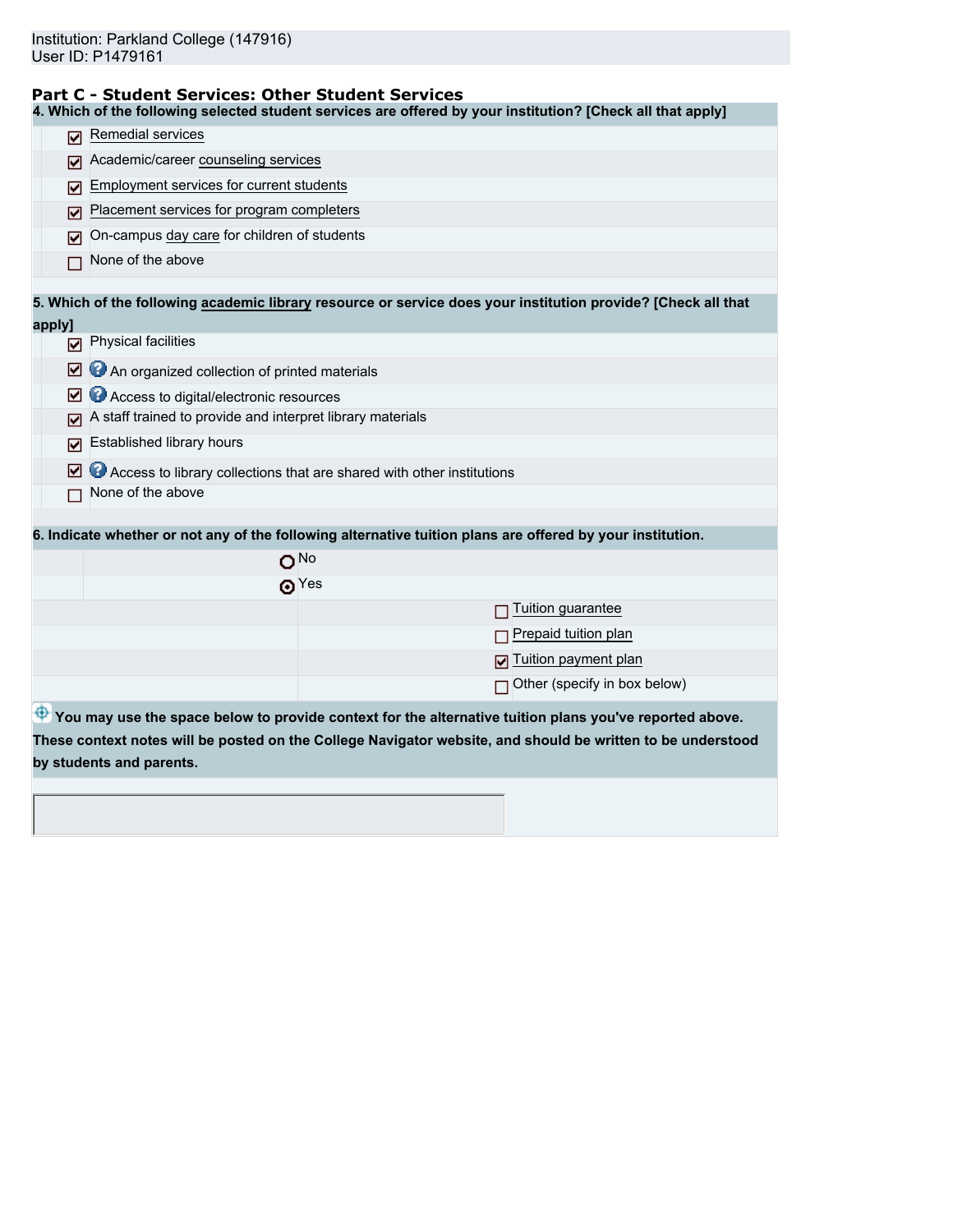Institution: Parkland College (147916)
User ID: P1479161

## Part C - Student Services: Other Student Services

**4. Which of the following selected student services are offered by your institution? [Check all that apply]**

- [x] Remedial services
- [x] Academic/career counseling services
- [x] Employment services for current students
- [x] Placement services for program completers
- [x] On-campus day care for children of students
- [ ] None of the above

**5. Which of the following academic library resource or service does your institution provide? [Check all that apply]**

- [x] Physical facilities
- [x] An organized collection of printed materials
- [x] Access to digital/electronic resources
- [x] A staff trained to provide and interpret library materials
- [x] Established library hours
- [x] Access to library collections that are shared with other institutions
- [ ] None of the above

**6. Indicate whether or not any of the following alternative tuition plans are offered by your institution.**

- ( ) No
- (•) Yes
  - [ ] Tuition guarantee
  - [ ] Prepaid tuition plan
  - [x] Tuition payment plan
  - [ ] Other (specify in box below)

**You may use the space below to provide context for the alternative tuition plans you've reported above. These context notes will be posted on the College Navigator website, and should be written to be understood by students and parents.**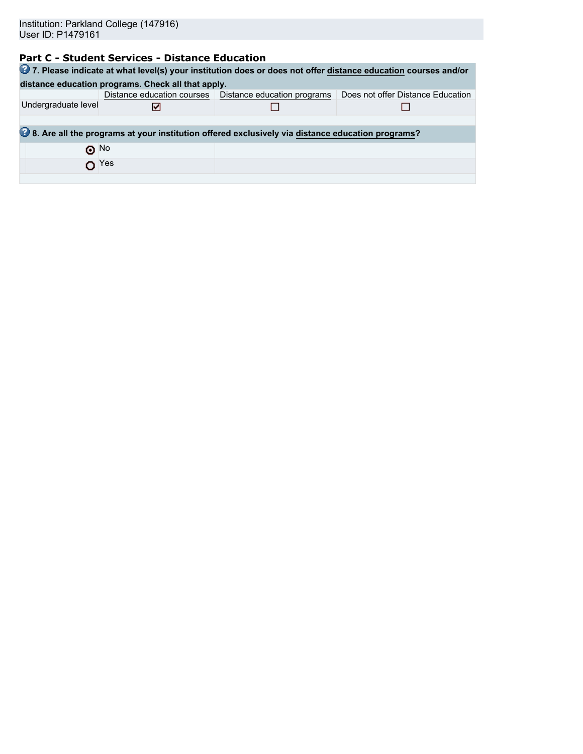Institution: Parkland College (147916)
User ID: P1479161

## Part C - Student Services - Distance Education

**7. Please indicate at what level(s) your institution does or does not offer distance education courses and/or distance education programs. Check all that apply.**

| | Distance education courses | Distance education programs | Does not offer Distance Education |
|---|---|---|---|
| Undergraduate level | ☑ | ☐ | ☐ |

**8. Are all the programs at your institution offered exclusively via distance education programs?**

- ◉ No
- ○ Yes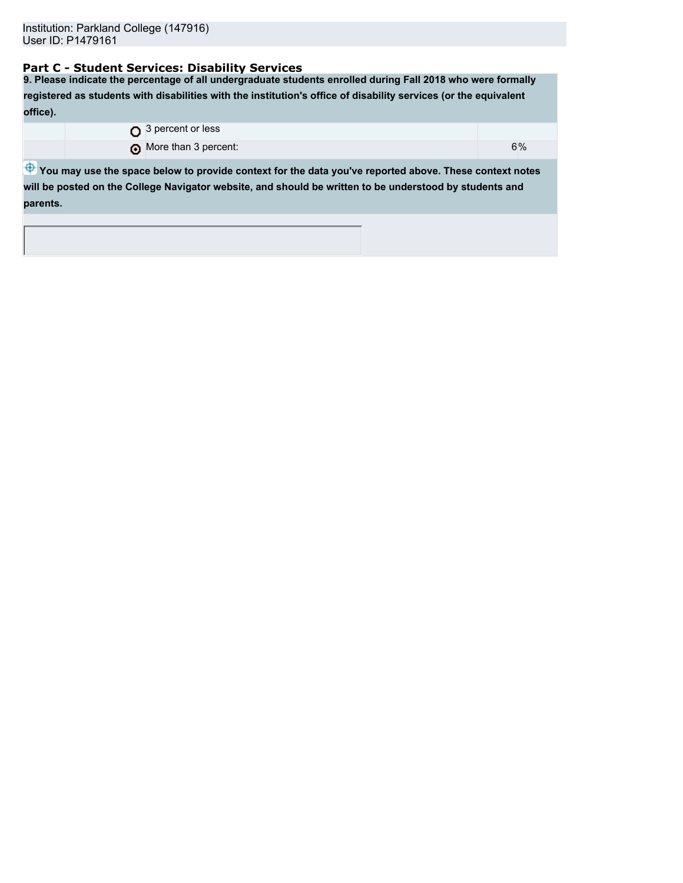Institution: Parkland College (147916)
User ID: P1479161

## Part C - Student Services: Disability Services

**9. Please indicate the percentage of all undergraduate students enrolled during Fall 2018 who were formally registered as students with disabilities with the institution's office of disability services (or the equivalent office).**

| | | |
|---|---|---|
| ○ | 3 percent or less | |
| ⦿ | More than 3 percent: | 6% |

**You may use the space below to provide context for the data you've reported above. These context notes will be posted on the College Navigator website, and should be written to be understood by students and parents.**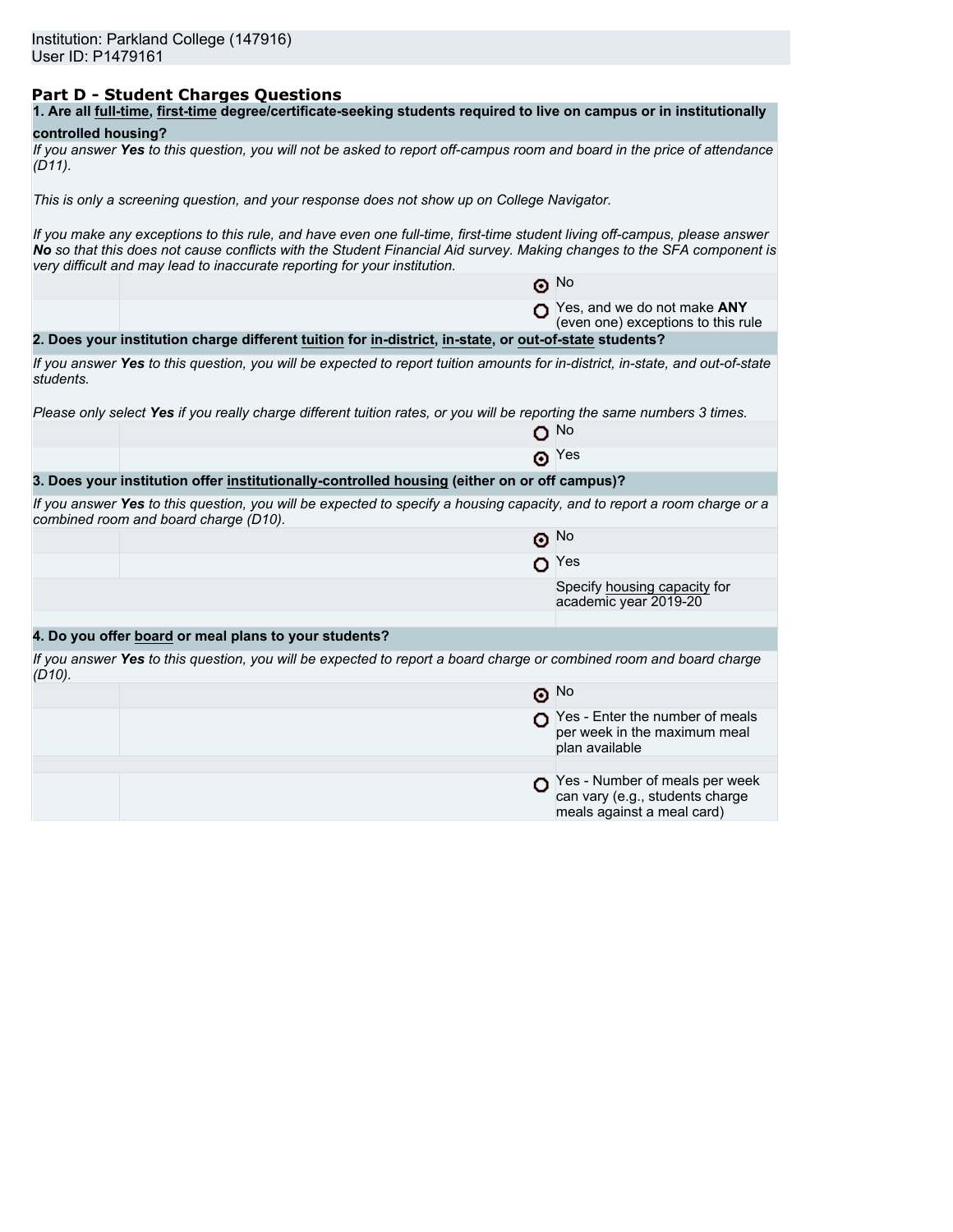Institution: Parkland College (147916)
User ID: P1479161

## Part D - Student Charges Questions

**1. Are all full-time, first-time degree/certificate-seeking students required to live on campus or in institutionally controlled housing?**

*If you answer **Yes** to this question, you will not be asked to report off-campus room and board in the price of attendance (D11).*

*This is only a screening question, and your response does not show up on College Navigator.*

*If you make any exceptions to this rule, and have even one full-time, first-time student living off-campus, please answer **No** so that this does not cause conflicts with the Student Financial Aid survey. Making changes to the SFA component is very difficult and may lead to inaccurate reporting for your institution.*

- (●) No
- ( ) Yes, and we do not make **ANY** (even one) exceptions to this rule

**2. Does your institution charge different tuition for in-district, in-state, or out-of-state students?**

*If you answer **Yes** to this question, you will be expected to report tuition amounts for in-district, in-state, and out-of-state students.*

*Please only select **Yes** if you really charge different tuition rates, or you will be reporting the same numbers 3 times.*

- ( ) No
- (●) Yes

**3. Does your institution offer institutionally-controlled housing (either on or off campus)?**

*If you answer **Yes** to this question, you will be expected to specify a housing capacity, and to report a room charge or a combined room and board charge (D10).*

- (●) No
- ( ) Yes

Specify housing capacity for academic year 2019-20

**4. Do you offer board or meal plans to your students?**

*If you answer **Yes** to this question, you will be expected to report a board charge or combined room and board charge (D10).*

- (●) No
- ( ) Yes - Enter the number of meals per week in the maximum meal plan available
- ( ) Yes - Number of meals per week can vary (e.g., students charge meals against a meal card)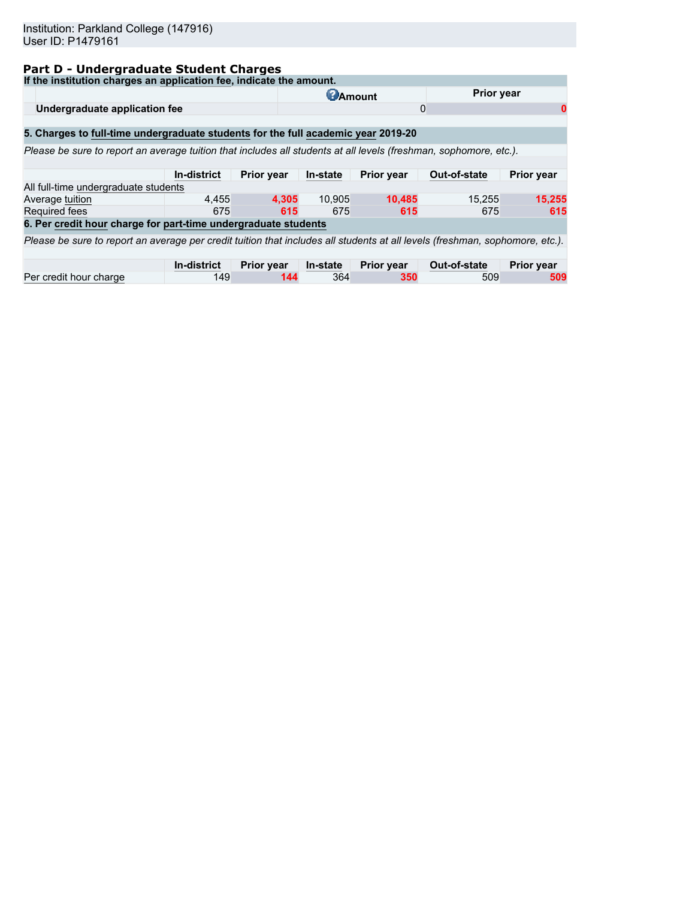Institution: Parkland College (147916)
User ID: P1479161

## Part D - Undergraduate Student Charges

**If the institution charges an application fee, indicate the amount.**

| | Amount | Prior year |
|---|---|---|
| **Undergraduate application fee** | 0 | 0 |

**5. Charges to full-time undergraduate students for the full academic year 2019-20**

*Please be sure to report an average tuition that includes all students at all levels (freshman, sophomore, etc.).*

| | In-district | Prior year | In-state | Prior year | Out-of-state | Prior year |
|---|---|---|---|---|---|---|
| All full-time undergraduate students | | | | | | |
| Average tuition | 4,455 | 4,305 | 10,905 | 10,485 | 15,255 | 15,255 |
| Required fees | 675 | 615 | 675 | 615 | 675 | 615 |

**6. Per credit hour charge for part-time undergraduate students**

*Please be sure to report an average per credit tuition that includes all students at all levels (freshman, sophomore, etc.).*

| | In-district | Prior year | In-state | Prior year | Out-of-state | Prior year |
|---|---|---|---|---|---|---|
| Per credit hour charge | 149 | 144 | 364 | 350 | 509 | 509 |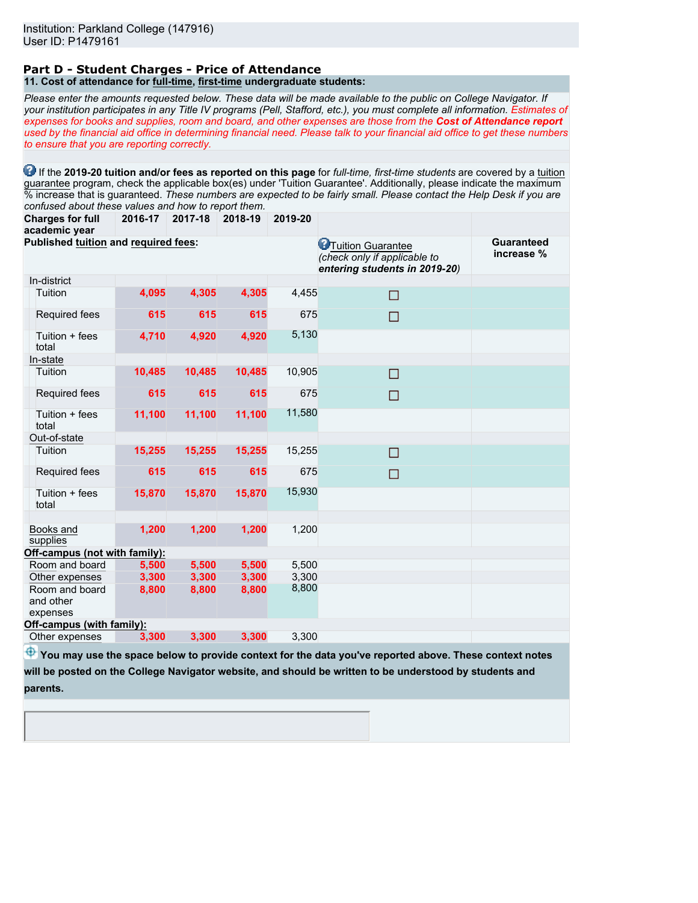Institution: Parkland College (147916)
User ID: P1479161

## Part D - Student Charges - Price of Attendance

### 11. Cost of attendance for full-time, first-time undergraduate students:

*Please enter the amounts requested below. These data will be made available to the public on College Navigator. If your institution participates in any Title IV programs (Pell, Stafford, etc.), you must complete all information. Estimates of expenses for books and supplies, room and board, and other expenses are those from the **Cost of Attendance report** used by the financial aid office in determining financial need. Please talk to your financial aid office to get these numbers to ensure that you are reporting correctly.*

If the **2019-20 tuition and/or fees as reported on this page** for *full-time, first-time students* are covered by a tuition guarantee program, check the applicable box(es) under 'Tuition Guarantee'. Additionally, please indicate the maximum % increase that is guaranteed. *These numbers are expected to be fairly small. Please contact the Help Desk if you are confused about these values and how to report them.*

| Charges for full academic year | 2016-17 | 2017-18 | 2018-19 | 2019-20 | Tuition Guarantee (*check only if applicable to* ***entering students in 2019-20***) | Guaranteed increase % |
|---|---|---|---|---|---|---|
| **Published tuition and required fees:** | | | | | | |
| In-district | | | | | | |
| Tuition | 4,095 | 4,305 | 4,305 | 4,455 | ☐ | |
| Required fees | 615 | 615 | 615 | 675 | ☐ | |
| Tuition + fees total | 4,710 | 4,920 | 4,920 | 5,130 | | |
| In-state | | | | | | |
| Tuition | 10,485 | 10,485 | 10,485 | 10,905 | ☐ | |
| Required fees | 615 | 615 | 615 | 675 | ☐ | |
| Tuition + fees total | 11,100 | 11,100 | 11,100 | 11,580 | | |
| Out-of-state | | | | | | |
| Tuition | 15,255 | 15,255 | 15,255 | 15,255 | ☐ | |
| Required fees | 615 | 615 | 615 | 675 | ☐ | |
| Tuition + fees total | 15,870 | 15,870 | 15,870 | 15,930 | | |
| Books and supplies | 1,200 | 1,200 | 1,200 | 1,200 | | |
| **Off-campus (not with family):** | | | | | | |
| Room and board | 5,500 | 5,500 | 5,500 | 5,500 | | |
| Other expenses | 3,300 | 3,300 | 3,300 | 3,300 | | |
| Room and board and other expenses | 8,800 | 8,800 | 8,800 | 8,800 | | |
| **Off-campus (with family):** | | | | | | |
| Other expenses | 3,300 | 3,300 | 3,300 | 3,300 | | |

**You may use the space below to provide context for the data you've reported above. These context notes will be posted on the College Navigator website, and should be written to be understood by students and parents.**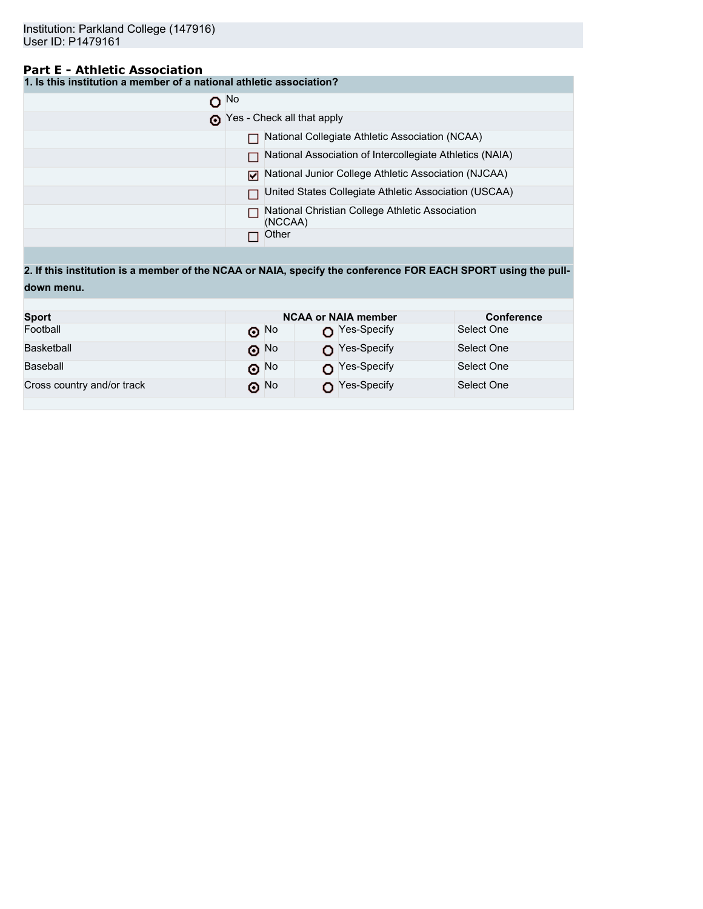Institution: Parkland College (147916)
User ID: P1479161

## Part E - Athletic Association

**1. Is this institution a member of a national athletic association?**

- ○ No
- ◉ Yes - Check all that apply
  - ☐ National Collegiate Athletic Association (NCAA)
  - ☐ National Association of Intercollegiate Athletics (NAIA)
  - ☑ National Junior College Athletic Association (NJCAA)
  - ☐ United States Collegiate Athletic Association (USCAA)
  - ☐ National Christian College Athletic Association (NCCAA)
  - ☐ Other

**2. If this institution is a member of the NCAA or NAIA, specify the conference FOR EACH SPORT using the pull-down menu.**

| Sport | NCAA or NAIA member | | Conference |
|---|---|---|---|
| Football | ◉ No | ○ Yes-Specify | Select One |
| Basketball | ◉ No | ○ Yes-Specify | Select One |
| Baseball | ◉ No | ○ Yes-Specify | Select One |
| Cross country and/or track | ◉ No | ○ Yes-Specify | Select One |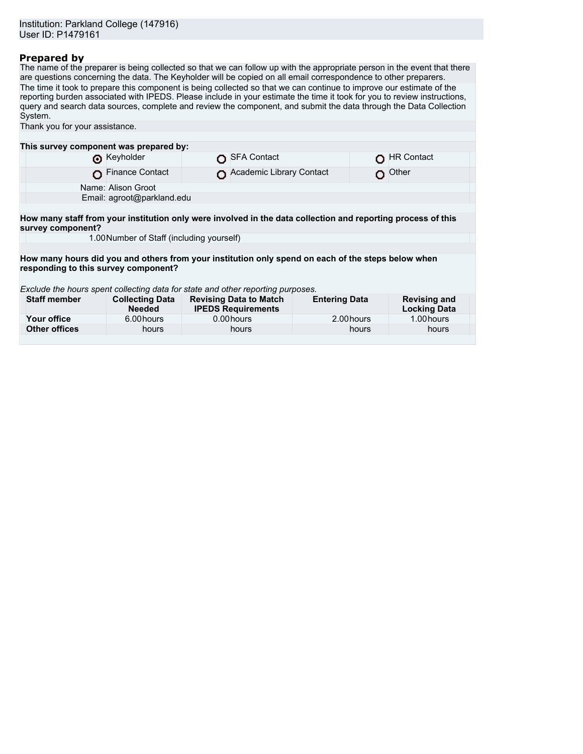Institution: Parkland College (147916)
User ID: P1479161

## Prepared by

The name of the preparer is being collected so that we can follow up with the appropriate person in the event that there are questions concerning the data. The Keyholder will be copied on all email correspondence to other preparers.

The time it took to prepare this component is being collected so that we can continue to improve our estimate of the reporting burden associated with IPEDS. Please include in your estimate the time it took for you to review instructions, query and search data sources, complete and review the component, and submit the data through the Data Collection System.

Thank you for your assistance.

**This survey component was prepared by:**

| | | |
|---|---|---|
| (●) Keyholder | ( ) SFA Contact | ( ) HR Contact |
| ( ) Finance Contact | ( ) Academic Library Contact | ( ) Other |

Name: Alison Groot
Email: agroot@parkland.edu

**How many staff from your institution only were involved in the data collection and reporting process of this survey component?**

1.00 Number of Staff (including yourself)

**How many hours did you and others from your institution only spend on each of the steps below when responding to this survey component?**

*Exclude the hours spent collecting data for state and other reporting purposes.*

| Staff member | Collecting Data Needed | Revising Data to Match IPEDS Requirements | Entering Data | Revising and Locking Data |
|---|---|---|---|---|
| **Your office** | 6.00 hours | 0.00 hours | 2.00 hours | 1.00 hours |
| **Other offices** | hours | hours | hours | hours |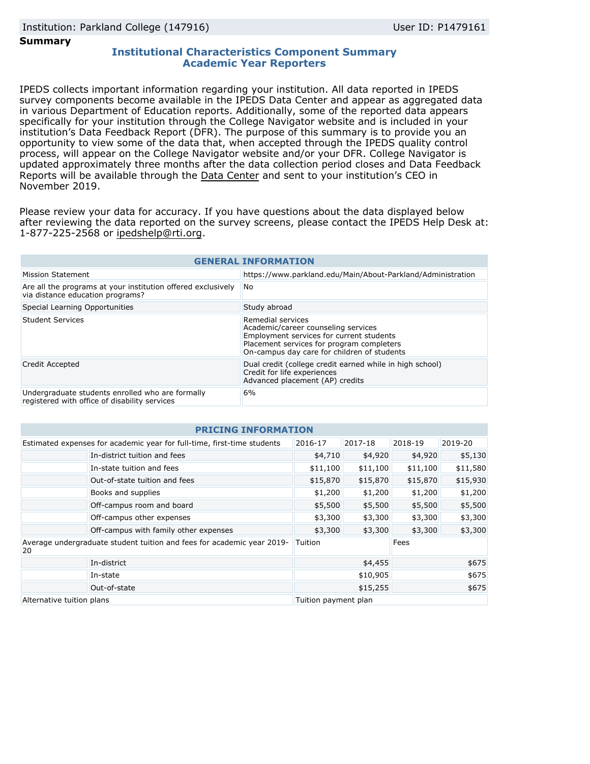Institution: Parkland College (147916) User ID: P1479161

**Summary**

## Institutional Characteristics Component Summary
## Academic Year Reporters

IPEDS collects important information regarding your institution. All data reported in IPEDS survey components become available in the IPEDS Data Center and appear as aggregated data in various Department of Education reports. Additionally, some of the reported data appears specifically for your institution through the College Navigator website and is included in your institution's Data Feedback Report (DFR). The purpose of this summary is to provide you an opportunity to view some of the data that, when accepted through the IPEDS quality control process, will appear on the College Navigator website and/or your DFR. College Navigator is updated approximately three months after the data collection period closes and Data Feedback Reports will be available through the Data Center and sent to your institution's CEO in November 2019.

Please review your data for accuracy. If you have questions about the data displayed below after reviewing the data reported on the survey screens, please contact the IPEDS Help Desk at: 1-877-225-2568 or ipedshelp@rti.org.

| GENERAL INFORMATION | |
|---|---|
| Mission Statement | https://www.parkland.edu/Main/About-Parkland/Administration |
| Are all the programs at your institution offered exclusively via distance education programs? | No |
| Special Learning Opportunities | Study abroad |
| Student Services | Remedial services<br>Academic/career counseling services<br>Employment services for current students<br>Placement services for program completers<br>On-campus day care for children of students |
| Credit Accepted | Dual credit (college credit earned while in high school)<br>Credit for life experiences<br>Advanced placement (AP) credits |
| Undergraduate students enrolled who are formally registered with office of disability services | 6% |

| PRICING INFORMATION | | | | | |
|---|---|---|---|---|---|
| Estimated expenses for academic year for full-time, first-time students | | 2016-17 | 2017-18 | 2018-19 | 2019-20 |
| | In-district tuition and fees | $4,710 | $4,920 | $4,920 | $5,130 |
| | In-state tuition and fees | $11,100 | $11,100 | $11,100 | $11,580 |
| | Out-of-state tuition and fees | $15,870 | $15,870 | $15,870 | $15,930 |
| | Books and supplies | $1,200 | $1,200 | $1,200 | $1,200 |
| | Off-campus room and board | $5,500 | $5,500 | $5,500 | $5,500 |
| | Off-campus other expenses | $3,300 | $3,300 | $3,300 | $3,300 |
| | Off-campus with family other expenses | $3,300 | $3,300 | $3,300 | $3,300 |
| Average undergraduate student tuition and fees for academic year 2019-20 | | Tuition | | Fees | |
| | In-district | | $4,455 | | $675 |
| | In-state | | $10,905 | | $675 |
| | Out-of-state | | $15,255 | | $675 |
| Alternative tuition plans | | Tuition payment plan | | | |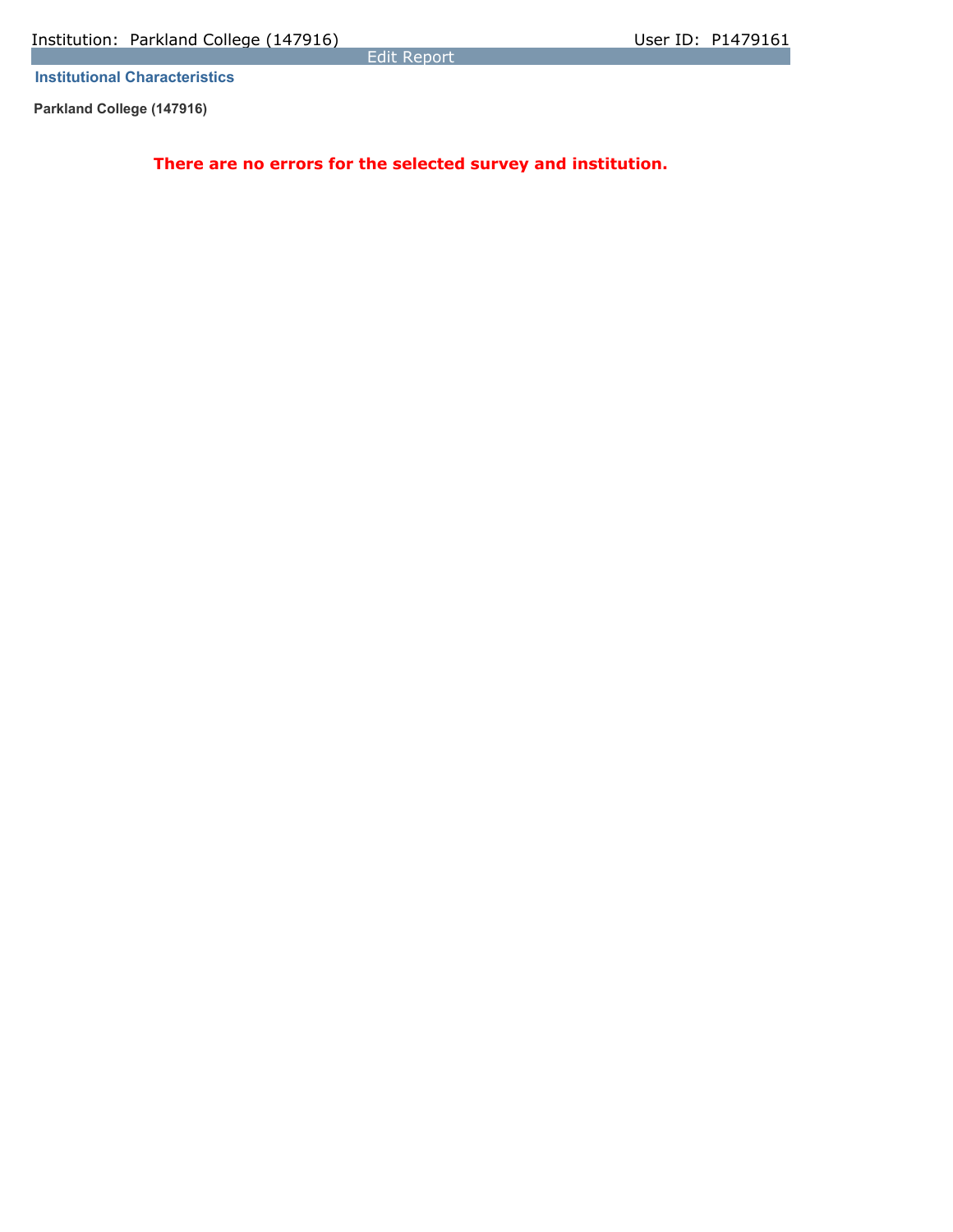Institution: Parkland College (147916) User ID: P1479161

Edit Report

## Institutional Characteristics

**Parkland College (147916)**

**There are no errors for the selected survey and institution.**